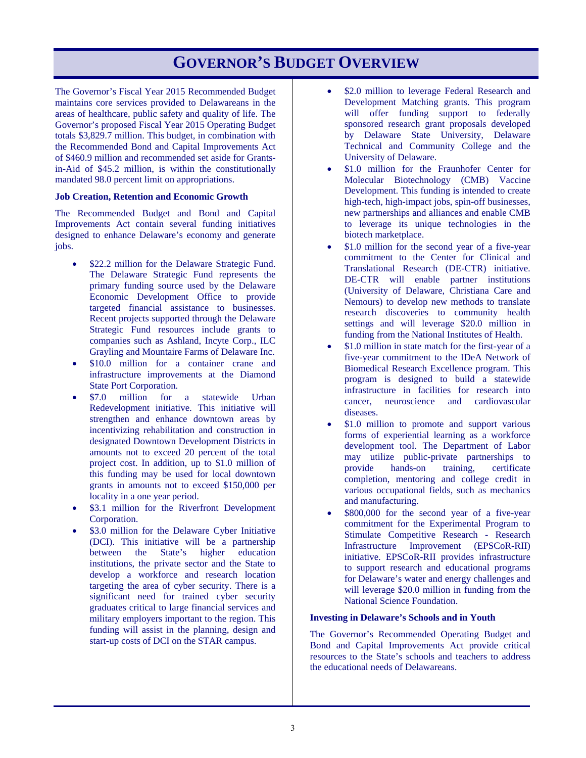# GOVERNOR'S BUDGET OVERVIEW

The Governor's Fiscal Year 2015 Recommended Budget maintains core services provided to Delawareans in the areas of healthcare, public safety and quality of life. The Governor's proposed Fiscal Year 2015 Operating Budget totals $3,829.7 million. This budget, in combination with the Recommended Bond and Capital Improvements Act of $460.9 million and recommended set aside for Grants-in-Aid of $45.2 million, is within the constitutionally mandated 98.0 percent limit on appropriations.

**Job Creation, Retention and Economic Growth**

The Recommended Budget and Bond and Capital Improvements Act contain several funding initiatives designed to enhance Delaware's economy and generate jobs.

- $22.2 million for the Delaware Strategic Fund. The Delaware Strategic Fund represents the primary funding source used by the Delaware Economic Development Office to provide targeted financial assistance to businesses. Recent projects supported through the Delaware Strategic Fund resources include grants to companies such as Ashland, Incyte Corp., ILC Grayling and Mountaire Farms of Delaware Inc.
- $10.0 million for a container crane and infrastructure improvements at the Diamond State Port Corporation.
- $7.0 million for a statewide Urban Redevelopment initiative. This initiative will strengthen and enhance downtown areas by incentivizing rehabilitation and construction in designated Downtown Development Districts in amounts not to exceed 20 percent of the total project cost. In addition, up to $1.0 million of this funding may be used for local downtown grants in amounts not to exceed $150,000 per locality in a one year period.
- $3.1 million for the Riverfront Development Corporation.
- $3.0 million for the Delaware Cyber Initiative (DCI). This initiative will be a partnership between the State's higher education institutions, the private sector and the State to develop a workforce and research location targeting the area of cyber security. There is a significant need for trained cyber security graduates critical to large financial services and military employers important to the region. This funding will assist in the planning, design and start-up costs of DCI on the STAR campus.
- $2.0 million to leverage Federal Research and Development Matching grants. This program will offer funding support to federally sponsored research grant proposals developed by Delaware State University, Delaware Technical and Community College and the University of Delaware.
- $1.0 million for the Fraunhofer Center for Molecular Biotechnology (CMB) Vaccine Development. This funding is intended to create high-tech, high-impact jobs, spin-off businesses, new partnerships and alliances and enable CMB to leverage its unique technologies in the biotech marketplace.
- $1.0 million for the second year of a five-year commitment to the Center for Clinical and Translational Research (DE-CTR) initiative. DE-CTR will enable partner institutions (University of Delaware, Christiana Care and Nemours) to develop new methods to translate research discoveries to community health settings and will leverage $20.0 million in funding from the National Institutes of Health.
- $1.0 million in state match for the first-year of a five-year commitment to the IDeA Network of Biomedical Research Excellence program. This program is designed to build a statewide infrastructure in facilities for research into cancer, neuroscience and cardiovascular diseases.
- $1.0 million to promote and support various forms of experiential learning as a workforce development tool. The Department of Labor may utilize public-private partnerships to provide hands-on training, certificate completion, mentoring and college credit in various occupational fields, such as mechanics and manufacturing.
- $800,000 for the second year of a five-year commitment for the Experimental Program to Stimulate Competitive Research - Research Infrastructure Improvement (EPSCoR-RII) initiative. EPSCoR-RII provides infrastructure to support research and educational programs for Delaware's water and energy challenges and will leverage $20.0 million in funding from the National Science Foundation.

**Investing in Delaware's Schools and in Youth**

The Governor's Recommended Operating Budget and Bond and Capital Improvements Act provide critical resources to the State's schools and teachers to address the educational needs of Delawareans.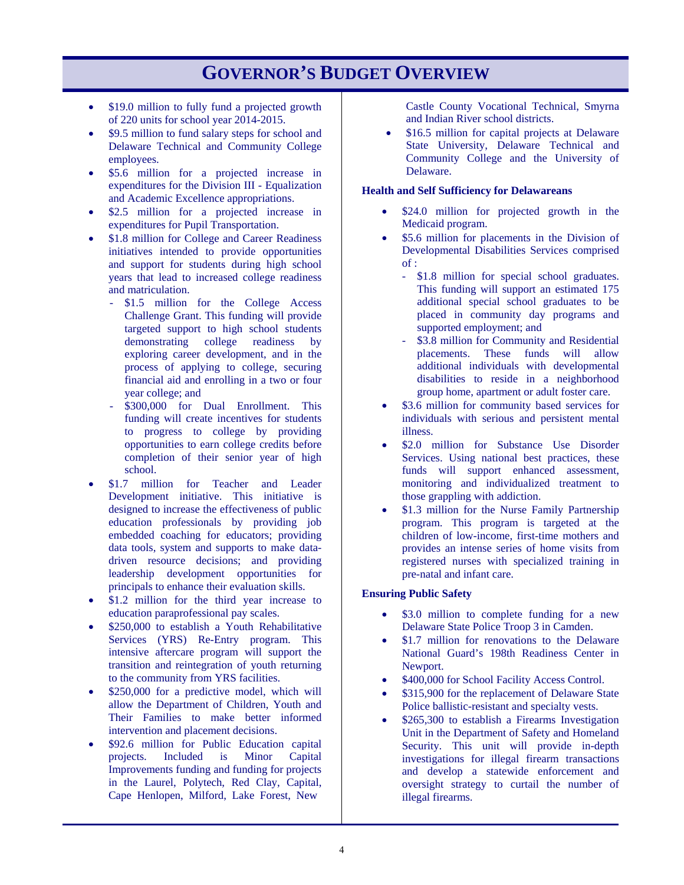# GOVERNOR'S BUDGET OVERVIEW

- $19.0 million to fully fund a projected growth of 220 units for school year 2014-2015.
- $9.5 million to fund salary steps for school and Delaware Technical and Community College employees.
- $5.6 million for a projected increase in expenditures for the Division III - Equalization and Academic Excellence appropriations.
- $2.5 million for a projected increase in expenditures for Pupil Transportation.
- $1.8 million for College and Career Readiness initiatives intended to provide opportunities and support for students during high school years that lead to increased college readiness and matriculation.
  - $1.5 million for the College Access Challenge Grant. This funding will provide targeted support to high school students demonstrating college readiness by exploring career development, and in the process of applying to college, securing financial aid and enrolling in a two or four year college; and
  - $300,000 for Dual Enrollment. This funding will create incentives for students to progress to college by providing opportunities to earn college credits before completion of their senior year of high school.
- $1.7 million for Teacher and Leader Development initiative. This initiative is designed to increase the effectiveness of public education professionals by providing job embedded coaching for educators; providing data tools, system and supports to make data-driven resource decisions; and providing leadership development opportunities for principals to enhance their evaluation skills.
- $1.2 million for the third year increase to education paraprofessional pay scales.
- $250,000 to establish a Youth Rehabilitative Services (YRS) Re-Entry program. This intensive aftercare program will support the transition and reintegration of youth returning to the community from YRS facilities.
- $250,000 for a predictive model, which will allow the Department of Children, Youth and Their Families to make better informed intervention and placement decisions.
- $92.6 million for Public Education capital projects. Included is Minor Capital Improvements funding and funding for projects in the Laurel, Polytech, Red Clay, Capital, Cape Henlopen, Milford, Lake Forest, New Castle County Vocational Technical, Smyrna and Indian River school districts.
- $16.5 million for capital projects at Delaware State University, Delaware Technical and Community College and the University of Delaware.

**Health and Self Sufficiency for Delawareans**

- $24.0 million for projected growth in the Medicaid program.
- $5.6 million for placements in the Division of Developmental Disabilities Services comprised of :
  - $1.8 million for special school graduates. This funding will support an estimated 175 additional special school graduates to be placed in community day programs and supported employment; and
  - $3.8 million for Community and Residential placements. These funds will allow additional individuals with developmental disabilities to reside in a neighborhood group home, apartment or adult foster care.
- $3.6 million for community based services for individuals with serious and persistent mental illness.
- $2.0 million for Substance Use Disorder Services. Using national best practices, these funds will support enhanced assessment, monitoring and individualized treatment to those grappling with addiction.
- $1.3 million for the Nurse Family Partnership program. This program is targeted at the children of low-income, first-time mothers and provides an intense series of home visits from registered nurses with specialized training in pre-natal and infant care.

**Ensuring Public Safety**

- $3.0 million to complete funding for a new Delaware State Police Troop 3 in Camden.
- $1.7 million for renovations to the Delaware National Guard's 198th Readiness Center in Newport.
- $400,000 for School Facility Access Control.
- $315,900 for the replacement of Delaware State Police ballistic-resistant and specialty vests.
- $265,300 to establish a Firearms Investigation Unit in the Department of Safety and Homeland Security. This unit will provide in-depth investigations for illegal firearm transactions and develop a statewide enforcement and oversight strategy to curtail the number of illegal firearms.